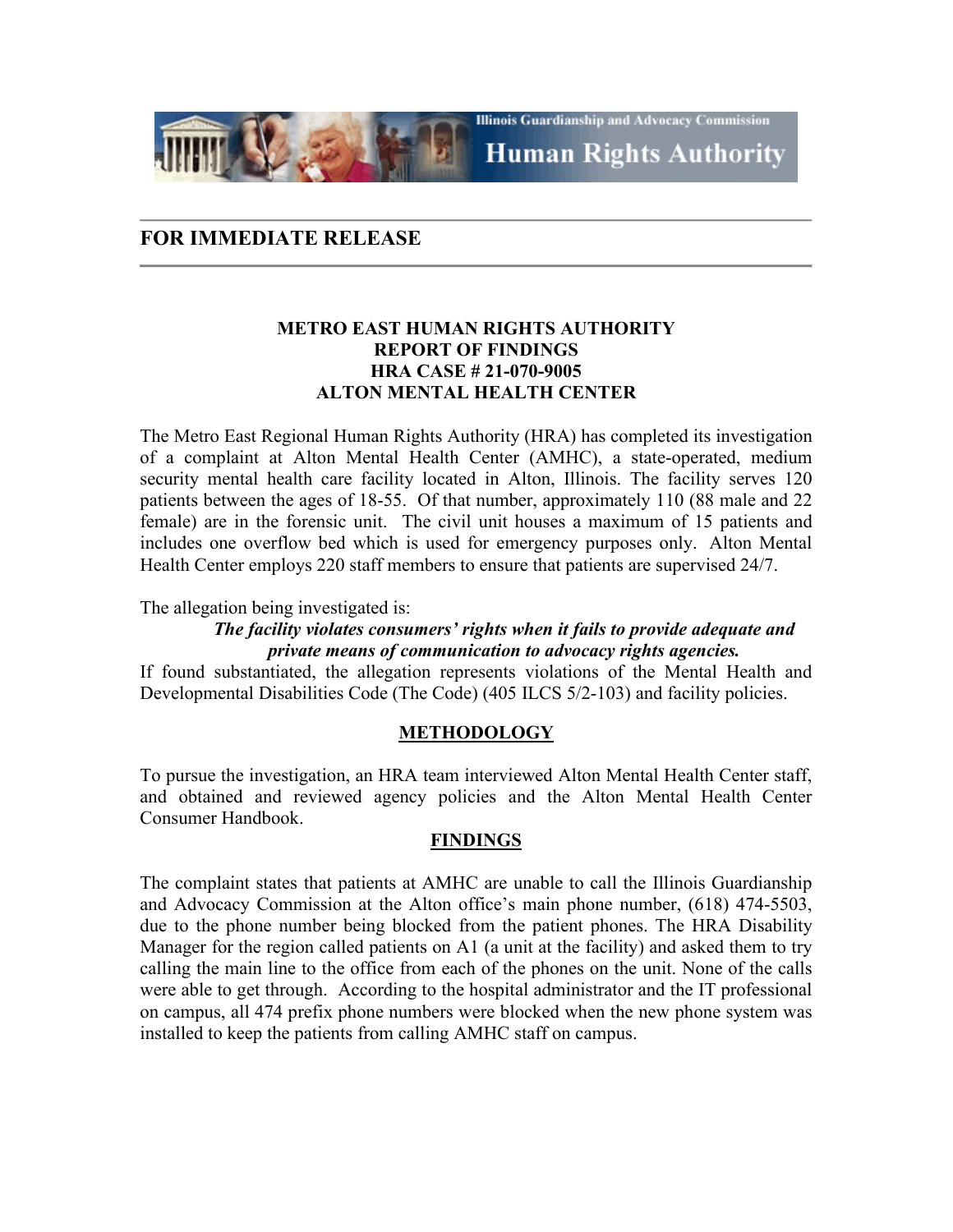Illinois Guardianship and Advocacy Commission

Human Rights Authority

## FOR IMMEDIATE RELEASE

### METRO EAST HUMAN RIGHTS AUTHORITY
### REPORT OF FINDINGS
### HRA CASE # 21-070-9005
### ALTON MENTAL HEALTH CENTER

The Metro East Regional Human Rights Authority (HRA) has completed its investigation of a complaint at Alton Mental Health Center (AMHC), a state-operated, medium security mental health care facility located in Alton, Illinois. The facility serves 120 patients between the ages of 18-55. Of that number, approximately 110 (88 male and 22 female) are in the forensic unit. The civil unit houses a maximum of 15 patients and includes one overflow bed which is used for emergency purposes only. Alton Mental Health Center employs 220 staff members to ensure that patients are supervised 24/7.

The allegation being investigated is:

***The facility violates consumers' rights when it fails to provide adequate and private means of communication to advocacy rights agencies.***

If found substantiated, the allegation represents violations of the Mental Health and Developmental Disabilities Code (The Code) (405 ILCS 5/2-103) and facility policies.

## METHODOLOGY

To pursue the investigation, an HRA team interviewed Alton Mental Health Center staff, and obtained and reviewed agency policies and the Alton Mental Health Center Consumer Handbook.

## FINDINGS

The complaint states that patients at AMHC are unable to call the Illinois Guardianship and Advocacy Commission at the Alton office's main phone number, (618) 474-5503, due to the phone number being blocked from the patient phones. The HRA Disability Manager for the region called patients on A1 (a unit at the facility) and asked them to try calling the main line to the office from each of the phones on the unit. None of the calls were able to get through. According to the hospital administrator and the IT professional on campus, all 474 prefix phone numbers were blocked when the new phone system was installed to keep the patients from calling AMHC staff on campus.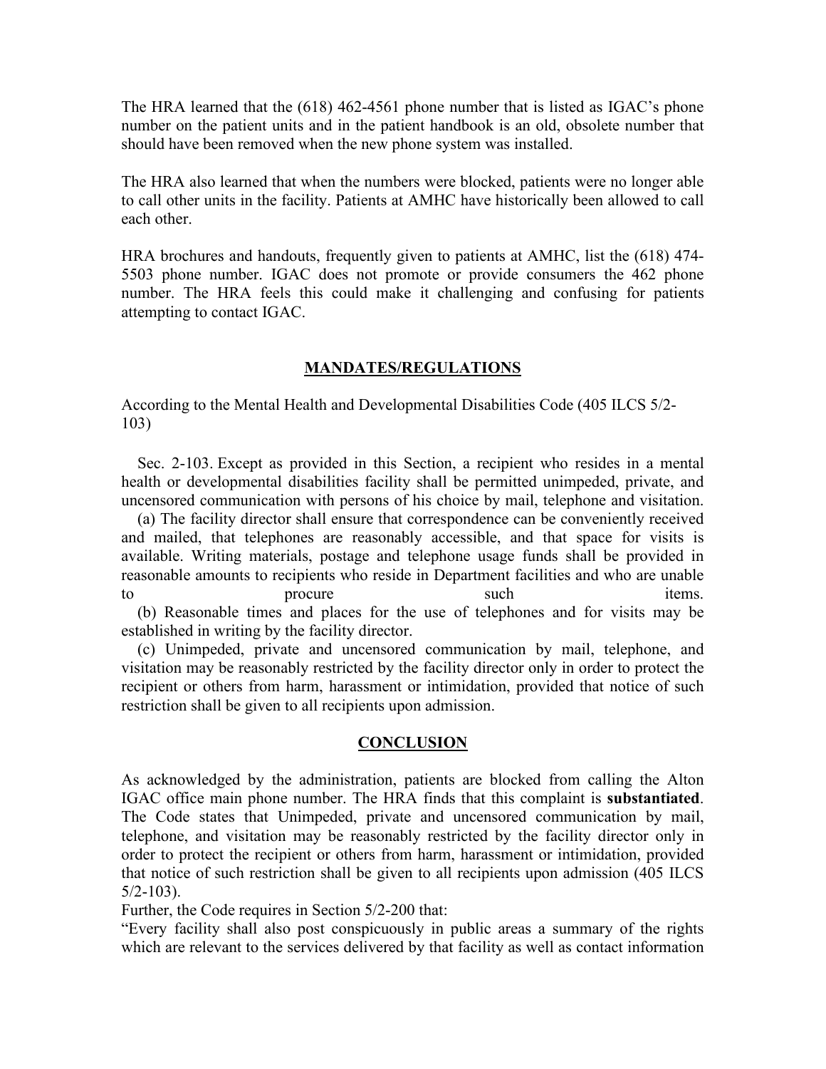The HRA learned that the (618) 462-4561 phone number that is listed as IGAC's phone number on the patient units and in the patient handbook is an old, obsolete number that should have been removed when the new phone system was installed.

The HRA also learned that when the numbers were blocked, patients were no longer able to call other units in the facility. Patients at AMHC have historically been allowed to call each other.

HRA brochures and handouts, frequently given to patients at AMHC, list the (618) 474-5503 phone number. IGAC does not promote or provide consumers the 462 phone number. The HRA feels this could make it challenging and confusing for patients attempting to contact IGAC.

## MANDATES/REGULATIONS

According to the Mental Health and Developmental Disabilities Code (405 ILCS 5/2-103)

Sec. 2-103. Except as provided in this Section, a recipient who resides in a mental health or developmental disabilities facility shall be permitted unimpeded, private, and uncensored communication with persons of his choice by mail, telephone and visitation.

(a) The facility director shall ensure that correspondence can be conveniently received and mailed, that telephones are reasonably accessible, and that space for visits is available. Writing materials, postage and telephone usage funds shall be provided in reasonable amounts to recipients who reside in Department facilities and who are unable to procure such items.

(b) Reasonable times and places for the use of telephones and for visits may be established in writing by the facility director.

(c) Unimpeded, private and uncensored communication by mail, telephone, and visitation may be reasonably restricted by the facility director only in order to protect the recipient or others from harm, harassment or intimidation, provided that notice of such restriction shall be given to all recipients upon admission.

## CONCLUSION

As acknowledged by the administration, patients are blocked from calling the Alton IGAC office main phone number. The HRA finds that this complaint is **substantiated**. The Code states that Unimpeded, private and uncensored communication by mail, telephone, and visitation may be reasonably restricted by the facility director only in order to protect the recipient or others from harm, harassment or intimidation, provided that notice of such restriction shall be given to all recipients upon admission (405 ILCS 5/2-103).

Further, the Code requires in Section 5/2-200 that:

"Every facility shall also post conspicuously in public areas a summary of the rights which are relevant to the services delivered by that facility as well as contact information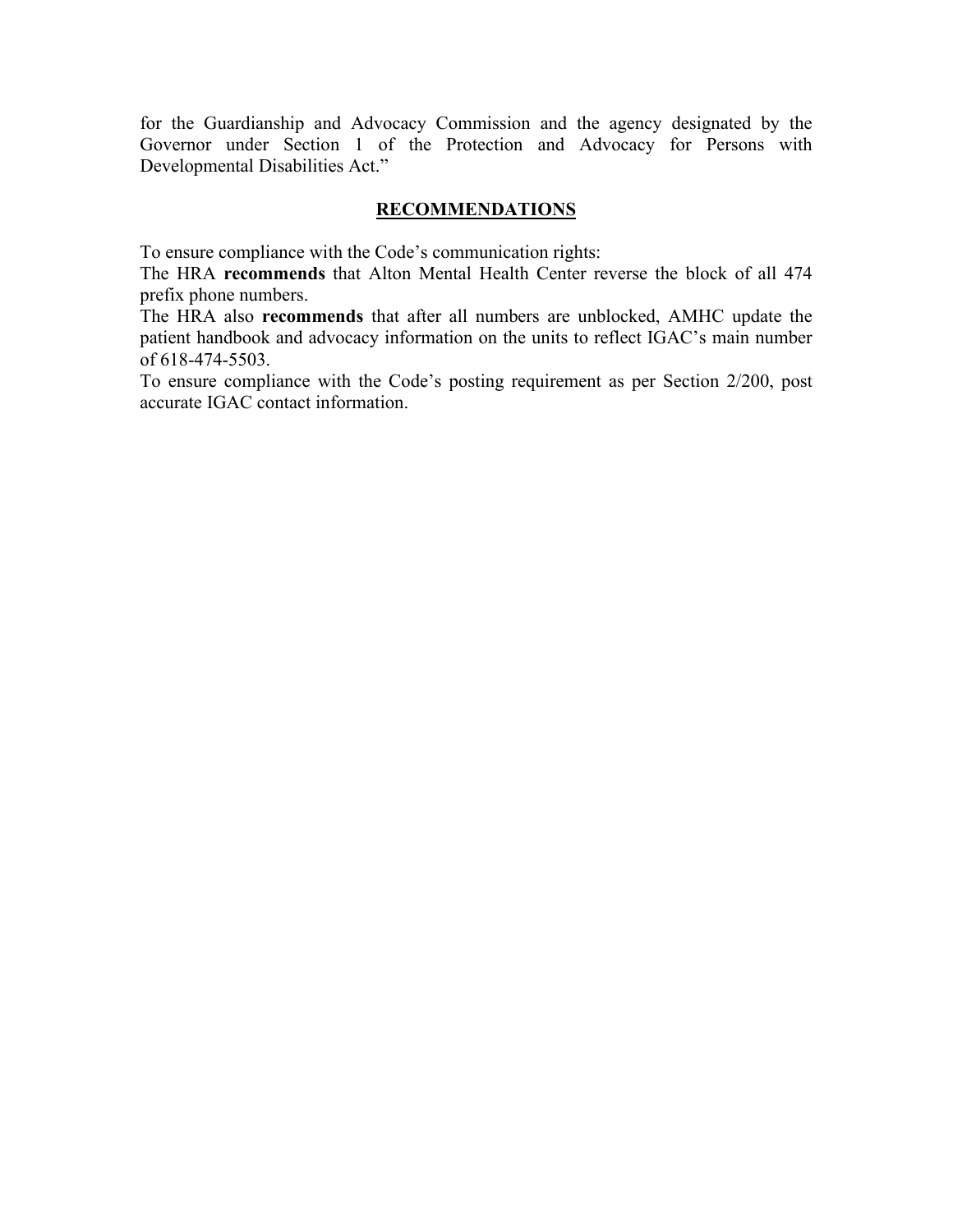for the Guardianship and Advocacy Commission and the agency designated by the Governor under Section 1 of the Protection and Advocacy for Persons with Developmental Disabilities Act."

## RECOMMENDATIONS

To ensure compliance with the Code's communication rights:
The HRA **recommends** that Alton Mental Health Center reverse the block of all 474 prefix phone numbers.
The HRA also **recommends** that after all numbers are unblocked, AMHC update the patient handbook and advocacy information on the units to reflect IGAC's main number of 618-474-5503.
To ensure compliance with the Code's posting requirement as per Section 2/200, post accurate IGAC contact information.